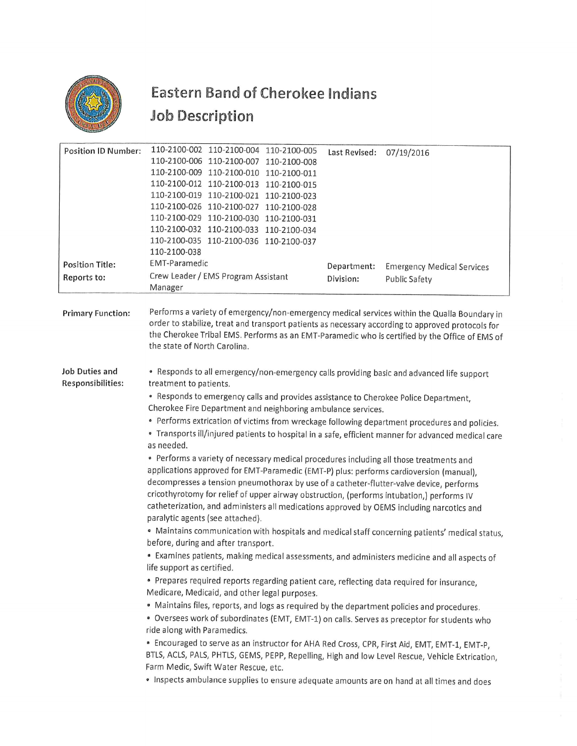# Eastern Band of Cherokee Indians
## Job Description

| | | | |
|---|---|---|---|
| **Position ID Number:** | 110-2100-002 110-2100-004 110-2100-005 110-2100-006 110-2100-007 110-2100-008 110-2100-009 110-2100-010 110-2100-011 110-2100-012 110-2100-013 110-2100-015 110-2100-019 110-2100-021 110-2100-023 110-2100-026 110-2100-027 110-2100-028 110-2100-029 110-2100-030 110-2100-031 110-2100-032 110-2100-033 110-2100-034 110-2100-035 110-2100-036 110-2100-037 110-2100-038 | **Last Revised:** | 07/19/2016 |
| **Position Title:** | EMT-Paramedic | **Department:** | Emergency Medical Services |
| **Reports to:** | Crew Leader / EMS Program Assistant Manager | **Division:** | Public Safety |

**Primary Function:**

Performs a variety of emergency/non-emergency medical services within the Qualla Boundary in order to stabilize, treat and transport patients as necessary according to approved protocols for the Cherokee Tribal EMS. Performs as an EMT-Paramedic who is certified by the Office of EMS of the state of North Carolina.

**Job Duties and Responsibilities:**

- Responds to all emergency/non-emergency calls providing basic and advanced life support treatment to patients.
- Responds to emergency calls and provides assistance to Cherokee Police Department, Cherokee Fire Department and neighboring ambulance services.
- Performs extrication of victims from wreckage following department procedures and policies.
- Transports ill/injured patients to hospital in a safe, efficient manner for advanced medical care as needed.
- Performs a variety of necessary medical procedures including all those treatments and applications approved for EMT-Paramedic (EMT-P) plus: performs cardioversion (manual), decompresses a tension pneumothorax by use of a catheter-flutter-valve device, performs cricothyrotomy for relief of upper airway obstruction, (performs intubation,) performs IV catheterization, and administers all medications approved by OEMS including narcotics and paralytic agents (see attached).
- Maintains communication with hospitals and medical staff concerning patients' medical status, before, during and after transport.
- Examines patients, making medical assessments, and administers medicine and all aspects of life support as certified.
- Prepares required reports regarding patient care, reflecting data required for insurance, Medicare, Medicaid, and other legal purposes.
- Maintains files, reports, and logs as required by the department policies and procedures.
- Oversees work of subordinates (EMT, EMT-1) on calls. Serves as preceptor for students who ride along with Paramedics.
- Encouraged to serve as an instructor for AHA Red Cross, CPR, First Aid, EMT, EMT-1, EMT-P, BTLS, ACLS, PALS, PHTLS, GEMS, PEPP, Repelling, High and low Level Rescue, Vehicle Extrication, Farm Medic, Swift Water Rescue, etc.
- Inspects ambulance supplies to ensure adequate amounts are on hand at all times and does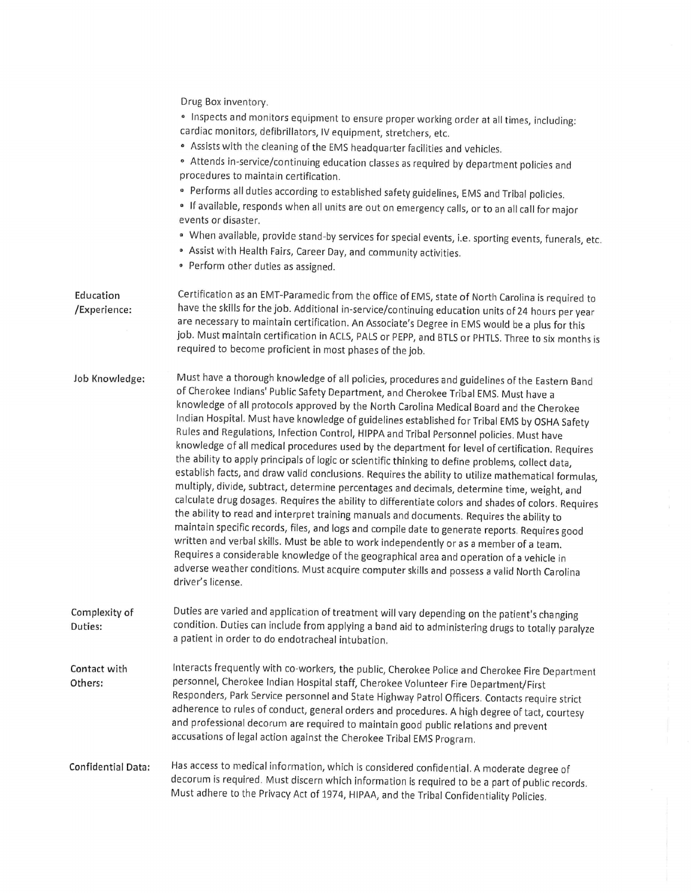Drug Box inventory.

- Inspects and monitors equipment to ensure proper working order at all times, including: cardiac monitors, defibrillators, IV equipment, stretchers, etc.
- Assists with the cleaning of the EMS headquarter facilities and vehicles.
- Attends in-service/continuing education classes as required by department policies and procedures to maintain certification.
- Performs all duties according to established safety guidelines, EMS and Tribal policies.
- If available, responds when all units are out on emergency calls, or to an all call for major events or disaster.
- When available, provide stand-by services for special events, i.e. sporting events, funerals, etc.
- Assist with Health Fairs, Career Day, and community activities.
- Perform other duties as assigned.

**Education /Experience:** Certification as an EMT-Paramedic from the office of EMS, state of North Carolina is required to have the skills for the job. Additional in-service/continuing education units of 24 hours per year are necessary to maintain certification. An Associate's Degree in EMS would be a plus for this job. Must maintain certification in ACLS, PALS or PEPP, and BTLS or PHTLS. Three to six months is required to become proficient in most phases of the job.

**Job Knowledge:** Must have a thorough knowledge of all policies, procedures and guidelines of the Eastern Band of Cherokee Indians' Public Safety Department, and Cherokee Tribal EMS. Must have a knowledge of all protocols approved by the North Carolina Medical Board and the Cherokee Indian Hospital. Must have knowledge of guidelines established for Tribal EMS by OSHA Safety Rules and Regulations, Infection Control, HIPPA and Tribal Personnel policies. Must have knowledge of all medical procedures used by the department for level of certification. Requires the ability to apply principals of logic or scientific thinking to define problems, collect data, establish facts, and draw valid conclusions. Requires the ability to utilize mathematical formulas, multiply, divide, subtract, determine percentages and decimals, determine time, weight, and calculate drug dosages. Requires the ability to differentiate colors and shades of colors. Requires the ability to read and interpret training manuals and documents. Requires the ability to maintain specific records, files, and logs and compile date to generate reports. Requires good written and verbal skills. Must be able to work independently or as a member of a team. Requires a considerable knowledge of the geographical area and operation of a vehicle in adverse weather conditions. Must acquire computer skills and possess a valid North Carolina driver's license.

**Complexity of Duties:** Duties are varied and application of treatment will vary depending on the patient's changing condition. Duties can include from applying a band aid to administering drugs to totally paralyze a patient in order to do endotracheal intubation.

**Contact with Others:** Interacts frequently with co-workers, the public, Cherokee Police and Cherokee Fire Department personnel, Cherokee Indian Hospital staff, Cherokee Volunteer Fire Department/First Responders, Park Service personnel and State Highway Patrol Officers. Contacts require strict adherence to rules of conduct, general orders and procedures. A high degree of tact, courtesy and professional decorum are required to maintain good public relations and prevent accusations of legal action against the Cherokee Tribal EMS Program.

**Confidential Data:** Has access to medical information, which is considered confidential. A moderate degree of decorum is required. Must discern which information is required to be a part of public records. Must adhere to the Privacy Act of 1974, HIPAA, and the Tribal Confidentiality Policies.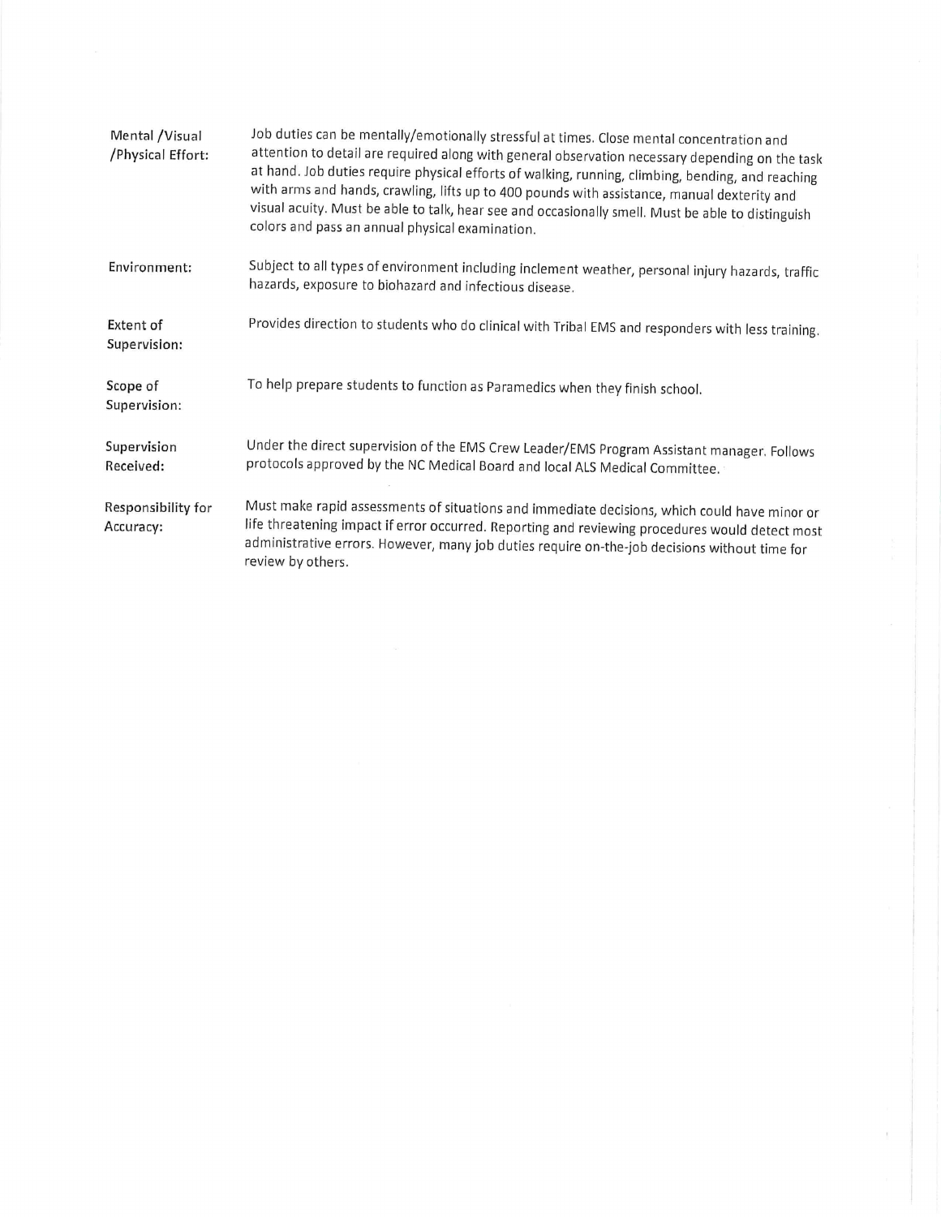| | |
|---|---|
| Mental /Visual /Physical Effort: | Job duties can be mentally/emotionally stressful at times. Close mental concentration and attention to detail are required along with general observation necessary depending on the task at hand. Job duties require physical efforts of walking, running, climbing, bending, and reaching with arms and hands, crawling, lifts up to 400 pounds with assistance, manual dexterity and visual acuity. Must be able to talk, hear see and occasionally smell. Must be able to distinguish colors and pass an annual physical examination. |
| Environment: | Subject to all types of environment including inclement weather, personal injury hazards, traffic hazards, exposure to biohazard and infectious disease. |
| Extent of Supervision: | Provides direction to students who do clinical with Tribal EMS and responders with less training. |
| Scope of Supervision: | To help prepare students to function as Paramedics when they finish school. |
| Supervision Received: | Under the direct supervision of the EMS Crew Leader/EMS Program Assistant manager. Follows protocols approved by the NC Medical Board and local ALS Medical Committee. |
| Responsibility for Accuracy: | Must make rapid assessments of situations and immediate decisions, which could have minor or life threatening impact if error occurred. Reporting and reviewing procedures would detect most administrative errors. However, many job duties require on-the-job decisions without time for review by others. |